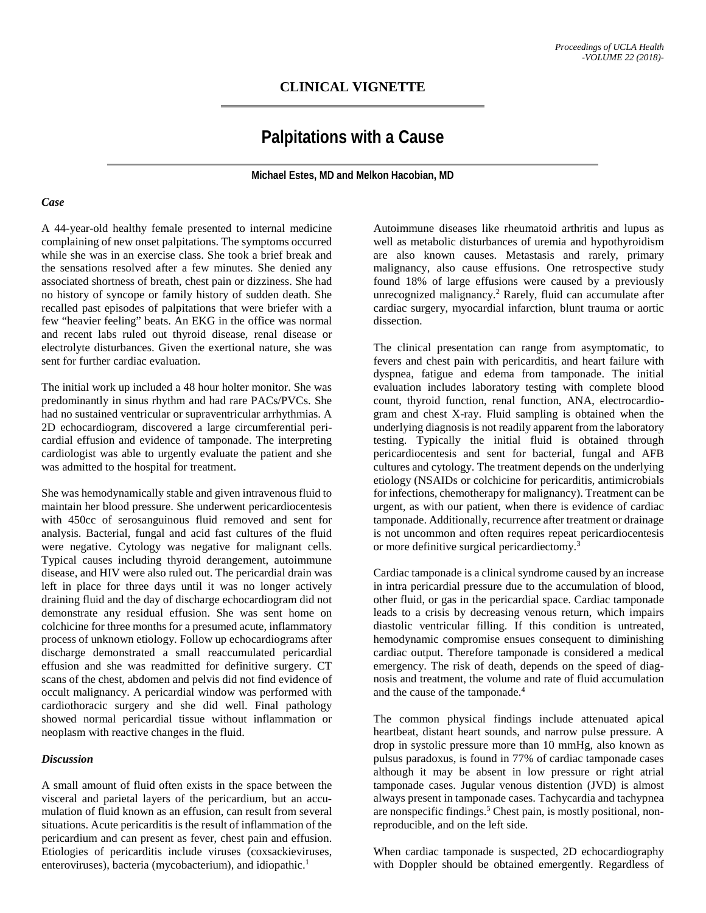## CLINICAL VIGNETTE

# Palpitations with a Cause

**Michael Estes, MD and Melkon Hacobian, MD**

### *Case*

A 44-year-old healthy female presented to internal medicine complaining of new onset palpitations. The symptoms occurred while she was in an exercise class. She took a brief break and the sensations resolved after a few minutes. She denied any associated shortness of breath, chest pain or dizziness. She had no history of syncope or family history of sudden death. She recalled past episodes of palpitations that were briefer with a few "heavier feeling" beats. An EKG in the office was normal and recent labs ruled out thyroid disease, renal disease or electrolyte disturbances. Given the exertional nature, she was sent for further cardiac evaluation.

The initial work up included a 48 hour holter monitor. She was predominantly in sinus rhythm and had rare PACs/PVCs. She had no sustained ventricular or supraventricular arrhythmias. A 2D echocardiogram, discovered a large circumferential pericardial effusion and evidence of tamponade. The interpreting cardiologist was able to urgently evaluate the patient and she was admitted to the hospital for treatment.

She was hemodynamically stable and given intravenous fluid to maintain her blood pressure. She underwent pericardiocentesis with 450cc of serosanguinous fluid removed and sent for analysis. Bacterial, fungal and acid fast cultures of the fluid were negative. Cytology was negative for malignant cells. Typical causes including thyroid derangement, autoimmune disease, and HIV were also ruled out. The pericardial drain was left in place for three days until it was no longer actively draining fluid and the day of discharge echocardiogram did not demonstrate any residual effusion. She was sent home on colchicine for three months for a presumed acute, inflammatory process of unknown etiology. Follow up echocardiograms after discharge demonstrated a small reaccumulated pericardial effusion and she was readmitted for definitive surgery. CT scans of the chest, abdomen and pelvis did not find evidence of occult malignancy. A pericardial window was performed with cardiothoracic surgery and she did well. Final pathology showed normal pericardial tissue without inflammation or neoplasm with reactive changes in the fluid.

### *Discussion*

A small amount of fluid often exists in the space between the visceral and parietal layers of the pericardium, but an accumulation of fluid known as an effusion, can result from several situations. Acute pericarditis is the result of inflammation of the pericardium and can present as fever, chest pain and effusion. Etiologies of pericarditis include viruses (coxsackieviruses, enteroviruses), bacteria (mycobacterium), and idiopathic.[1]

Autoimmune diseases like rheumatoid arthritis and lupus as well as metabolic disturbances of uremia and hypothyroidism are also known causes. Metastasis and rarely, primary malignancy, also cause effusions. One retrospective study found 18% of large effusions were caused by a previously unrecognized malignancy.[2] Rarely, fluid can accumulate after cardiac surgery, myocardial infarction, blunt trauma or aortic dissection.

The clinical presentation can range from asymptomatic, to fevers and chest pain with pericarditis, and heart failure with dyspnea, fatigue and edema from tamponade. The initial evaluation includes laboratory testing with complete blood count, thyroid function, renal function, ANA, electrocardiogram and chest X-ray. Fluid sampling is obtained when the underlying diagnosis is not readily apparent from the laboratory testing. Typically the initial fluid is obtained through pericardiocentesis and sent for bacterial, fungal and AFB cultures and cytology. The treatment depends on the underlying etiology (NSAIDs or colchicine for pericarditis, antimicrobials for infections, chemotherapy for malignancy). Treatment can be urgent, as with our patient, when there is evidence of cardiac tamponade. Additionally, recurrence after treatment or drainage is not uncommon and often requires repeat pericardiocentesis or more definitive surgical pericardiectomy.[3]

Cardiac tamponade is a clinical syndrome caused by an increase in intra pericardial pressure due to the accumulation of blood, other fluid, or gas in the pericardial space. Cardiac tamponade leads to a crisis by decreasing venous return, which impairs diastolic ventricular filling. If this condition is untreated, hemodynamic compromise ensues consequent to diminishing cardiac output. Therefore tamponade is considered a medical emergency. The risk of death, depends on the speed of diagnosis and treatment, the volume and rate of fluid accumulation and the cause of the tamponade.[4]

The common physical findings include attenuated apical heartbeat, distant heart sounds, and narrow pulse pressure. A drop in systolic pressure more than 10 mmHg, also known as pulsus paradoxus, is found in 77% of cardiac tamponade cases although it may be absent in low pressure or right atrial tamponade cases. Jugular venous distention (JVD) is almost always present in tamponade cases. Tachycardia and tachypnea are nonspecific findings.[5] Chest pain, is mostly positional, non-reproducible, and on the left side.

When cardiac tamponade is suspected, 2D echocardiography with Doppler should be obtained emergently. Regardless of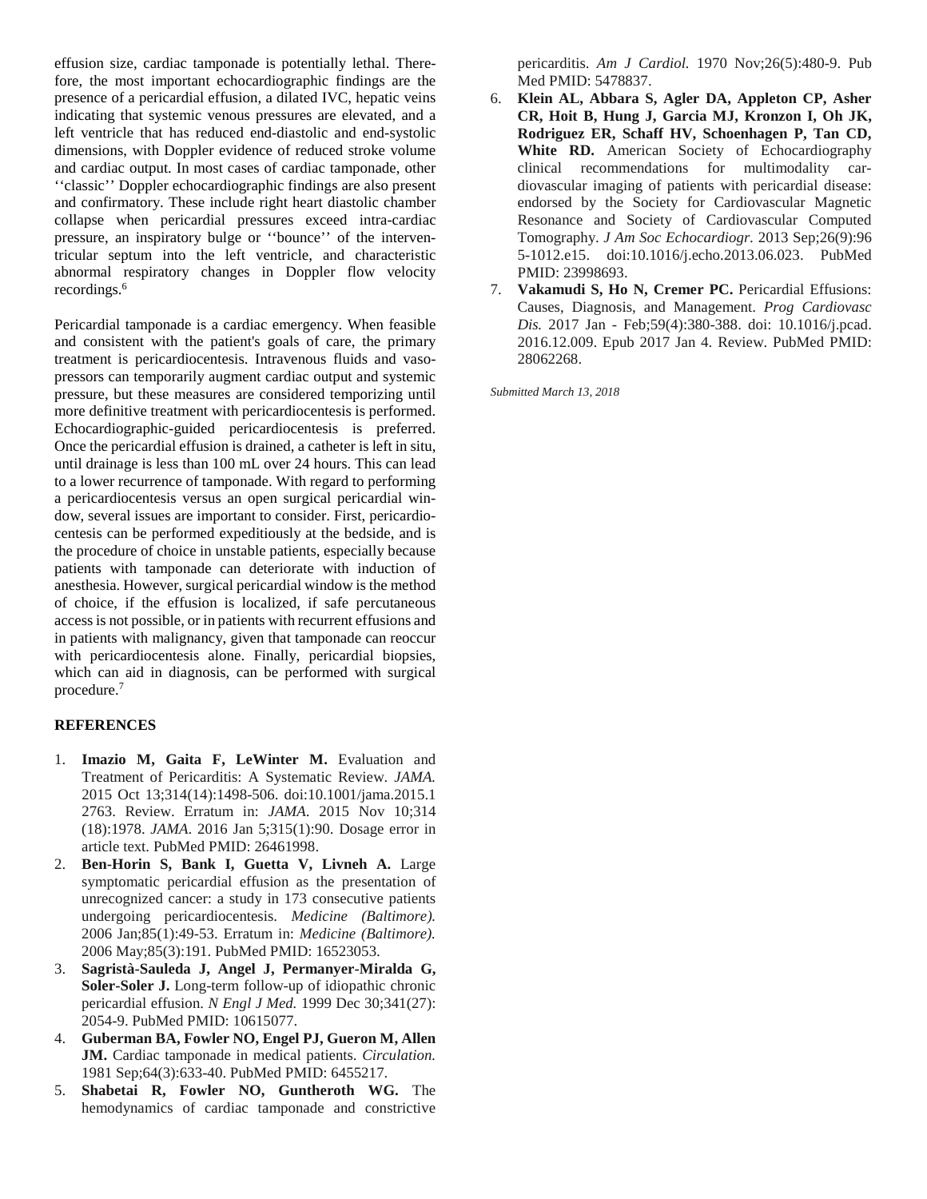effusion size, cardiac tamponade is potentially lethal. Therefore, the most important echocardiographic findings are the presence of a pericardial effusion, a dilated IVC, hepatic veins indicating that systemic venous pressures are elevated, and a left ventricle that has reduced end-diastolic and end-systolic dimensions, with Doppler evidence of reduced stroke volume and cardiac output. In most cases of cardiac tamponade, other ''classic'' Doppler echocardiographic findings are also present and confirmatory. These include right heart diastolic chamber collapse when pericardial pressures exceed intra-cardiac pressure, an inspiratory bulge or ''bounce'' of the interventricular septum into the left ventricle, and characteristic abnormal respiratory changes in Doppler flow velocity recordings.[6]

Pericardial tamponade is a cardiac emergency. When feasible and consistent with the patient's goals of care, the primary treatment is pericardiocentesis. Intravenous fluids and vasopressors can temporarily augment cardiac output and systemic pressure, but these measures are considered temporizing until more definitive treatment with pericardiocentesis is performed. Echocardiographic-guided pericardiocentesis is preferred. Once the pericardial effusion is drained, a catheter is left in situ, until drainage is less than 100 mL over 24 hours. This can lead to a lower recurrence of tamponade. With regard to performing a pericardiocentesis versus an open surgical pericardial window, several issues are important to consider. First, pericardiocentesis can be performed expeditiously at the bedside, and is the procedure of choice in unstable patients, especially because patients with tamponade can deteriorate with induction of anesthesia. However, surgical pericardial window is the method of choice, if the effusion is localized, if safe percutaneous access is not possible, or in patients with recurrent effusions and in patients with malignancy, given that tamponade can reoccur with pericardiocentesis alone. Finally, pericardial biopsies, which can aid in diagnosis, can be performed with surgical procedure.[7]

## REFERENCES

1. **Imazio M, Gaita F, LeWinter M.** Evaluation and Treatment of Pericarditis: A Systematic Review. *JAMA.* 2015 Oct 13;314(14):1498-506. doi:10.1001/jama.2015.12763. Review. Erratum in: *JAMA.* 2015 Nov 10;314(18):1978. *JAMA.* 2016 Jan 5;315(1):90. Dosage error in article text. PubMed PMID: 26461998.
2. **Ben-Horin S, Bank I, Guetta V, Livneh A.** Large symptomatic pericardial effusion as the presentation of unrecognized cancer: a study in 173 consecutive patients undergoing pericardiocentesis. *Medicine (Baltimore).* 2006 Jan;85(1):49-53. Erratum in: *Medicine (Baltimore).* 2006 May;85(3):191. PubMed PMID: 16523053.
3. **Sagristà-Sauleda J, Angel J, Permanyer-Miralda G, Soler-Soler J.** Long-term follow-up of idiopathic chronic pericardial effusion. *N Engl J Med.* 1999 Dec 30;341(27):2054-9. PubMed PMID: 10615077.
4. **Guberman BA, Fowler NO, Engel PJ, Gueron M, Allen JM.** Cardiac tamponade in medical patients. *Circulation.* 1981 Sep;64(3):633-40. PubMed PMID: 6455217.
5. **Shabetai R, Fowler NO, Guntheroth WG.** The hemodynamics of cardiac tamponade and constrictive pericarditis. *Am J Cardiol.* 1970 Nov;26(5):480-9. PubMed PMID: 5478837.
6. **Klein AL, Abbara S, Agler DA, Appleton CP, Asher CR, Hoit B, Hung J, Garcia MJ, Kronzon I, Oh JK, Rodriguez ER, Schaff HV, Schoenhagen P, Tan CD, White RD.** American Society of Echocardiography clinical recommendations for multimodality cardiovascular imaging of patients with pericardial disease: endorsed by the Society for Cardiovascular Magnetic Resonance and Society of Cardiovascular Computed Tomography. *J Am Soc Echocardiogr.* 2013 Sep;26(9):965-1012.e15. doi:10.1016/j.echo.2013.06.023. PubMed PMID: 23998693.
7. **Vakamudi S, Ho N, Cremer PC.** Pericardial Effusions: Causes, Diagnosis, and Management. *Prog Cardiovasc Dis.* 2017 Jan - Feb;59(4):380-388. doi: 10.1016/j.pcad.2016.12.009. Epub 2017 Jan 4. Review. PubMed PMID: 28062268.

*Submitted March 13, 2018*